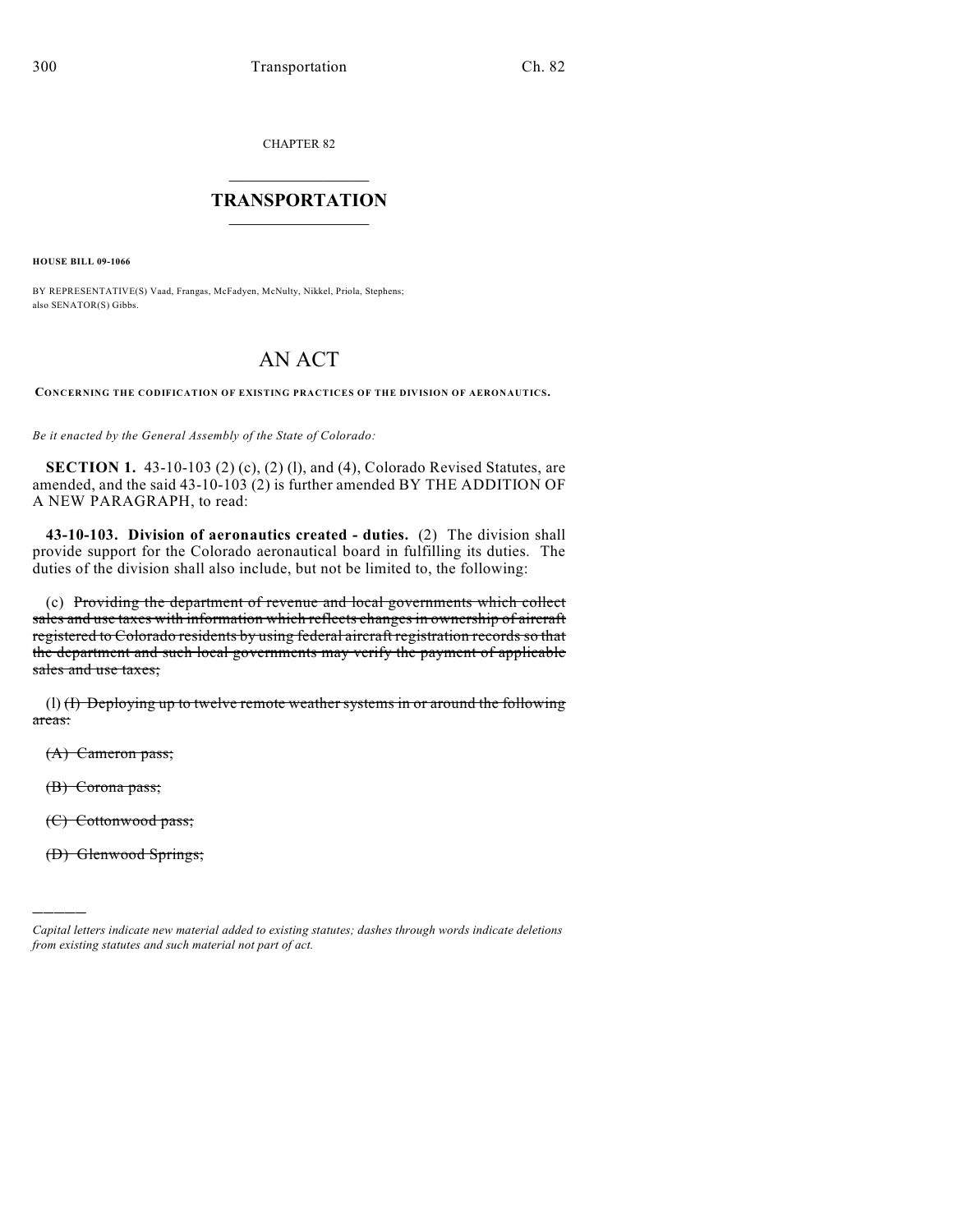CHAPTER 82

# TRANSPORTATION

**HOUSE BILL 09-1066**

BY REPRESENTATIVE(S) Vaad, Frangas, McFadyen, McNulty, Nikkel, Priola, Stephens; also SENATOR(S) Gibbs.

# AN ACT

**CONCERNING THE CODIFICATION OF EXISTING PRACTICES OF THE DIVISION OF AERONAUTICS.**

*Be it enacted by the General Assembly of the State of Colorado:*

**SECTION 1.** 43-10-103 (2) (c), (2) (l), and (4), Colorado Revised Statutes, are amended, and the said 43-10-103 (2) is further amended BY THE ADDITION OF A NEW PARAGRAPH, to read:

**43-10-103. Division of aeronautics created - duties.** (2) The division shall provide support for the Colorado aeronautical board in fulfilling its duties. The duties of the division shall also include, but not be limited to, the following:

(c) ~~Providing the department of revenue and local governments which collect sales and use taxes with information which reflects changes in ownership of aircraft registered to Colorado residents by using federal aircraft registration records so that the department and such local governments may verify the payment of applicable sales and use taxes;~~

(l) ~~(I) Deploying up to twelve remote weather systems in or around the following areas:~~

~~(A) Cameron pass;~~

~~(B) Corona pass;~~

~~(C) Cottonwood pass;~~

~~(D) Glenwood Springs;~~

---

*Capital letters indicate new material added to existing statutes; dashes through words indicate deletions from existing statutes and such material not part of act.*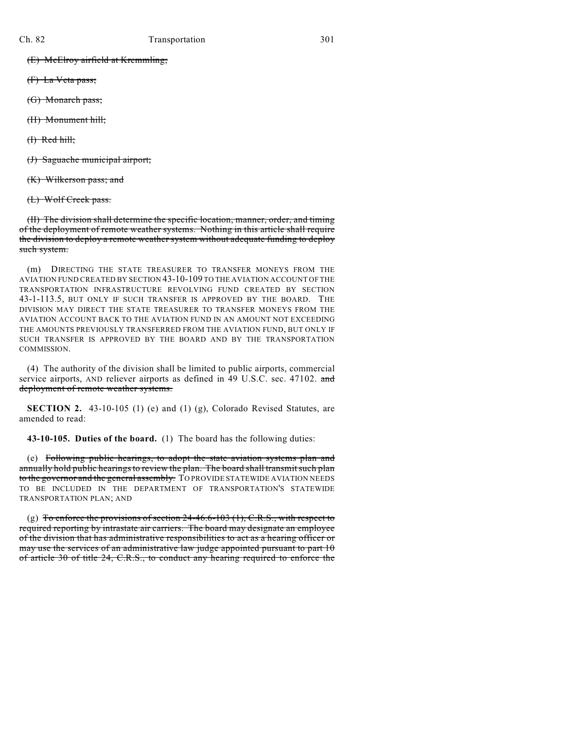~~(E) McElroy airfield at Kremmling;~~

~~(F) La Veta pass;~~

~~(G) Monarch pass;~~

~~(H) Monument hill;~~

~~(I) Red hill;~~

~~(J) Saguache municipal airport;~~

~~(K) Wilkerson pass; and~~

~~(L) Wolf Creek pass.~~

~~(II) The division shall determine the specific location, manner, order, and timing of the deployment of remote weather systems. Nothing in this article shall require the division to deploy a remote weather system without adequate funding to deploy such system.~~

(m) DIRECTING THE STATE TREASURER TO TRANSFER MONEYS FROM THE AVIATION FUND CREATED BY SECTION 43-10-109 TO THE AVIATION ACCOUNT OF THE TRANSPORTATION INFRASTRUCTURE REVOLVING FUND CREATED BY SECTION 43-1-113.5, BUT ONLY IF SUCH TRANSFER IS APPROVED BY THE BOARD. THE DIVISION MAY DIRECT THE STATE TREASURER TO TRANSFER MONEYS FROM THE AVIATION ACCOUNT BACK TO THE AVIATION FUND IN AN AMOUNT NOT EXCEEDING THE AMOUNTS PREVIOUSLY TRANSFERRED FROM THE AVIATION FUND, BUT ONLY IF SUCH TRANSFER IS APPROVED BY THE BOARD AND BY THE TRANSPORTATION COMMISSION.

(4) The authority of the division shall be limited to public airports, commercial service airports, AND reliever airports as defined in 49 U.S.C. sec. 47102. ~~and deployment of remote weather systems.~~

**SECTION 2.** 43-10-105 (1) (e) and (1) (g), Colorado Revised Statutes, are amended to read:

**43-10-105. Duties of the board.** (1) The board has the following duties:

(e) ~~Following public hearings, to adopt the state aviation systems plan and annually hold public hearings to review the plan. The board shall transmit such plan to the governor and the general assembly.~~ TO PROVIDE STATEWIDE AVIATION NEEDS TO BE INCLUDED IN THE DEPARTMENT OF TRANSPORTATION'S STATEWIDE TRANSPORTATION PLAN; AND

(g) ~~To enforce the provisions of section 24-46.6-103 (1), C.R.S., with respect to required reporting by intrastate air carriers. The board may designate an employee of the division that has administrative responsibilities to act as a hearing officer or may use the services of an administrative law judge appointed pursuant to part 10 of article 30 of title 24, C.R.S., to conduct any hearing required to enforce the~~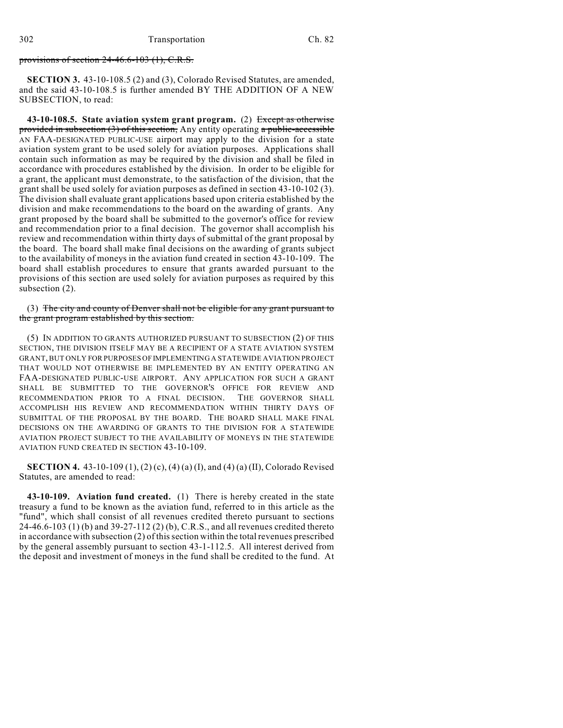~~provisions of section 24-46.6-103 (1), C.R.S.~~

**SECTION 3.** 43-10-108.5 (2) and (3), Colorado Revised Statutes, are amended, and the said 43-10-108.5 is further amended BY THE ADDITION OF A NEW SUBSECTION, to read:

**43-10-108.5. State aviation system grant program.** (2) ~~Except as otherwise provided in subsection (3) of this section,~~ Any entity operating ~~a public-accessible~~ AN FAA-DESIGNATED PUBLIC-USE airport may apply to the division for a state aviation system grant to be used solely for aviation purposes. Applications shall contain such information as may be required by the division and shall be filed in accordance with procedures established by the division. In order to be eligible for a grant, the applicant must demonstrate, to the satisfaction of the division, that the grant shall be used solely for aviation purposes as defined in section 43-10-102 (3). The division shall evaluate grant applications based upon criteria established by the division and make recommendations to the board on the awarding of grants. Any grant proposed by the board shall be submitted to the governor's office for review and recommendation prior to a final decision. The governor shall accomplish his review and recommendation within thirty days of submittal of the grant proposal by the board. The board shall make final decisions on the awarding of grants subject to the availability of moneys in the aviation fund created in section 43-10-109. The board shall establish procedures to ensure that grants awarded pursuant to the provisions of this section are used solely for aviation purposes as required by this subsection (2).

(3) ~~The city and county of Denver shall not be eligible for any grant pursuant to the grant program established by this section.~~

(5) IN ADDITION TO GRANTS AUTHORIZED PURSUANT TO SUBSECTION (2) OF THIS SECTION, THE DIVISION ITSELF MAY BE A RECIPIENT OF A STATE AVIATION SYSTEM GRANT, BUT ONLY FOR PURPOSES OF IMPLEMENTING A STATEWIDE AVIATION PROJECT THAT WOULD NOT OTHERWISE BE IMPLEMENTED BY AN ENTITY OPERATING AN FAA-DESIGNATED PUBLIC-USE AIRPORT. ANY APPLICATION FOR SUCH A GRANT SHALL BE SUBMITTED TO THE GOVERNOR'S OFFICE FOR REVIEW AND RECOMMENDATION PRIOR TO A FINAL DECISION. THE GOVERNOR SHALL ACCOMPLISH HIS REVIEW AND RECOMMENDATION WITHIN THIRTY DAYS OF SUBMITTAL OF THE PROPOSAL BY THE BOARD. THE BOARD SHALL MAKE FINAL DECISIONS ON THE AWARDING OF GRANTS TO THE DIVISION FOR A STATEWIDE AVIATION PROJECT SUBJECT TO THE AVAILABILITY OF MONEYS IN THE STATEWIDE AVIATION FUND CREATED IN SECTION 43-10-109.

**SECTION 4.** 43-10-109 (1), (2) (c), (4) (a) (I), and (4) (a) (II), Colorado Revised Statutes, are amended to read:

**43-10-109. Aviation fund created.** (1) There is hereby created in the state treasury a fund to be known as the aviation fund, referred to in this article as the "fund", which shall consist of all revenues credited thereto pursuant to sections 24-46.6-103 (1) (b) and 39-27-112 (2) (b), C.R.S., and all revenues credited thereto in accordance with subsection (2) of this section within the total revenues prescribed by the general assembly pursuant to section 43-1-112.5. All interest derived from the deposit and investment of moneys in the fund shall be credited to the fund. At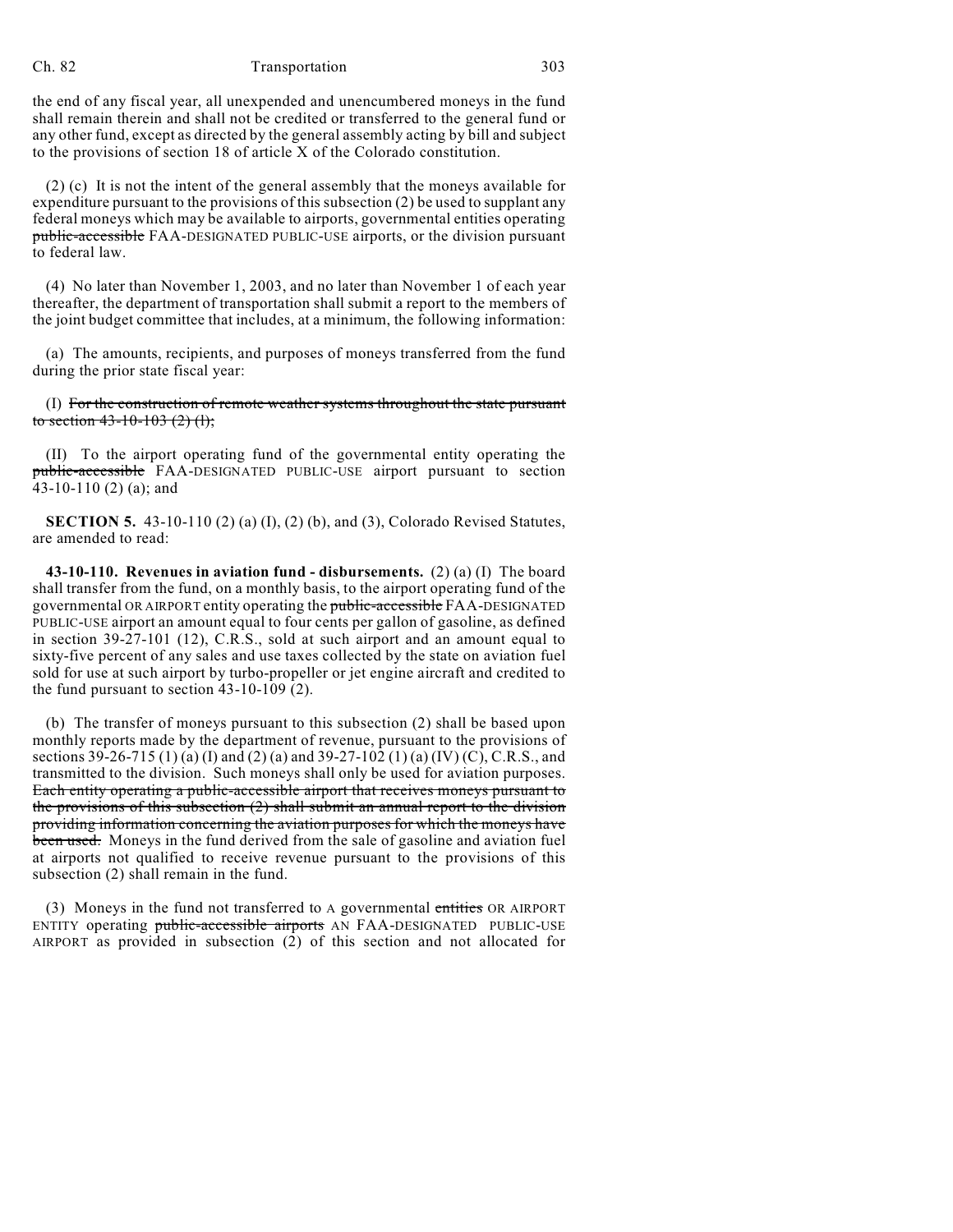the end of any fiscal year, all unexpended and unencumbered moneys in the fund shall remain therein and shall not be credited or transferred to the general fund or any other fund, except as directed by the general assembly acting by bill and subject to the provisions of section 18 of article X of the Colorado constitution.

(2) (c) It is not the intent of the general assembly that the moneys available for expenditure pursuant to the provisions of this subsection (2) be used to supplant any federal moneys which may be available to airports, governmental entities operating ~~public-accessible~~ FAA-DESIGNATED PUBLIC-USE airports, or the division pursuant to federal law.

(4) No later than November 1, 2003, and no later than November 1 of each year thereafter, the department of transportation shall submit a report to the members of the joint budget committee that includes, at a minimum, the following information:

(a) The amounts, recipients, and purposes of moneys transferred from the fund during the prior state fiscal year:

(I) ~~For the construction of remote weather systems throughout the state pursuant to section 43-10-103 (2) (l);~~

(II) To the airport operating fund of the governmental entity operating the ~~public-accessible~~ FAA-DESIGNATED PUBLIC-USE airport pursuant to section 43-10-110 (2) (a); and

**SECTION 5.** 43-10-110 (2) (a) (I), (2) (b), and (3), Colorado Revised Statutes, are amended to read:

**43-10-110. Revenues in aviation fund - disbursements.** (2) (a) (I) The board shall transfer from the fund, on a monthly basis, to the airport operating fund of the governmental OR AIRPORT entity operating the ~~public-accessible~~ FAA-DESIGNATED PUBLIC-USE airport an amount equal to four cents per gallon of gasoline, as defined in section 39-27-101 (12), C.R.S., sold at such airport and an amount equal to sixty-five percent of any sales and use taxes collected by the state on aviation fuel sold for use at such airport by turbo-propeller or jet engine aircraft and credited to the fund pursuant to section 43-10-109 (2).

(b) The transfer of moneys pursuant to this subsection (2) shall be based upon monthly reports made by the department of revenue, pursuant to the provisions of sections 39-26-715 (1) (a) (I) and (2) (a) and 39-27-102 (1) (a) (IV) (C), C.R.S., and transmitted to the division. Such moneys shall only be used for aviation purposes. ~~Each entity operating a public-accessible airport that receives moneys pursuant to the provisions of this subsection (2) shall submit an annual report to the division providing information concerning the aviation purposes for which the moneys have been used.~~ Moneys in the fund derived from the sale of gasoline and aviation fuel at airports not qualified to receive revenue pursuant to the provisions of this subsection (2) shall remain in the fund.

(3) Moneys in the fund not transferred to A governmental ~~entities~~ OR AIRPORT ENTITY operating ~~public-accessible airports~~ AN FAA-DESIGNATED PUBLIC-USE AIRPORT as provided in subsection (2) of this section and not allocated for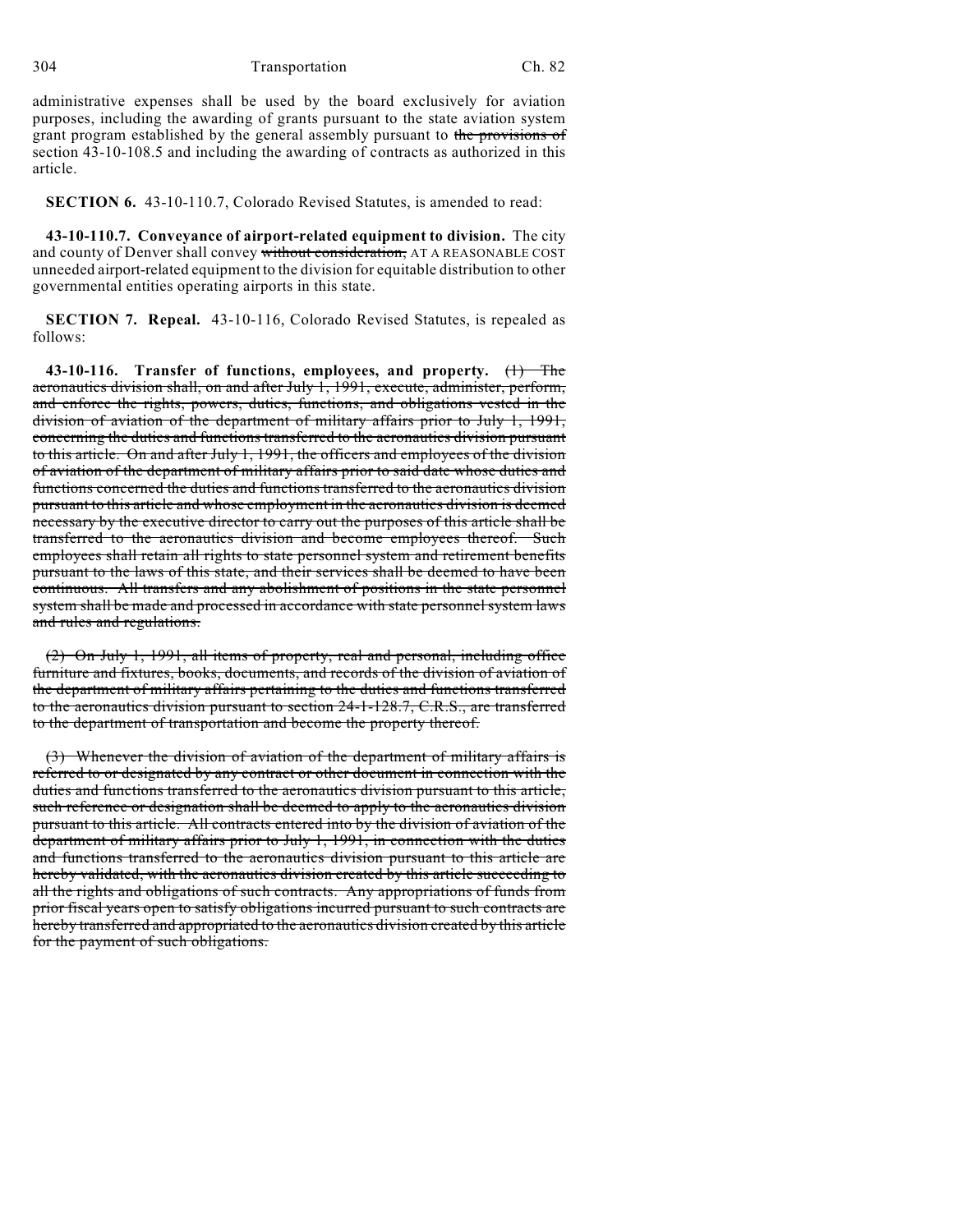administrative expenses shall be used by the board exclusively for aviation purposes, including the awarding of grants pursuant to the state aviation system grant program established by the general assembly pursuant to ~~the provisions of~~ section 43-10-108.5 and including the awarding of contracts as authorized in this article.

**SECTION 6.** 43-10-110.7, Colorado Revised Statutes, is amended to read:

**43-10-110.7. Conveyance of airport-related equipment to division.** The city and county of Denver shall convey ~~without consideration,~~ AT A REASONABLE COST unneeded airport-related equipment to the division for equitable distribution to other governmental entities operating airports in this state.

**SECTION 7. Repeal.** 43-10-116, Colorado Revised Statutes, is repealed as follows:

**43-10-116. Transfer of functions, employees, and property.** ~~(1) The aeronautics division shall, on and after July 1, 1991, execute, administer, perform, and enforce the rights, powers, duties, functions, and obligations vested in the division of aviation of the department of military affairs prior to July 1, 1991, concerning the duties and functions transferred to the aeronautics division pursuant to this article. On and after July 1, 1991, the officers and employees of the division of aviation of the department of military affairs prior to said date whose duties and functions concerned the duties and functions transferred to the aeronautics division pursuant to this article and whose employment in the aeronautics division is deemed necessary by the executive director to carry out the purposes of this article shall be transferred to the aeronautics division and become employees thereof. Such employees shall retain all rights to state personnel system and retirement benefits pursuant to the laws of this state, and their services shall be deemed to have been continuous. All transfers and any abolishment of positions in the state personnel system shall be made and processed in accordance with state personnel system laws and rules and regulations.~~

~~(2) On July 1, 1991, all items of property, real and personal, including office furniture and fixtures, books, documents, and records of the division of aviation of the department of military affairs pertaining to the duties and functions transferred to the aeronautics division pursuant to section 24-1-128.7, C.R.S., are transferred to the department of transportation and become the property thereof.~~

~~(3) Whenever the division of aviation of the department of military affairs is referred to or designated by any contract or other document in connection with the duties and functions transferred to the aeronautics division pursuant to this article, such reference or designation shall be deemed to apply to the aeronautics division pursuant to this article. All contracts entered into by the division of aviation of the department of military affairs prior to July 1, 1991, in connection with the duties and functions transferred to the aeronautics division pursuant to this article are hereby validated, with the aeronautics division created by this article succeeding to all the rights and obligations of such contracts. Any appropriations of funds from prior fiscal years open to satisfy obligations incurred pursuant to such contracts are hereby transferred and appropriated to the aeronautics division created by this article for the payment of such obligations.~~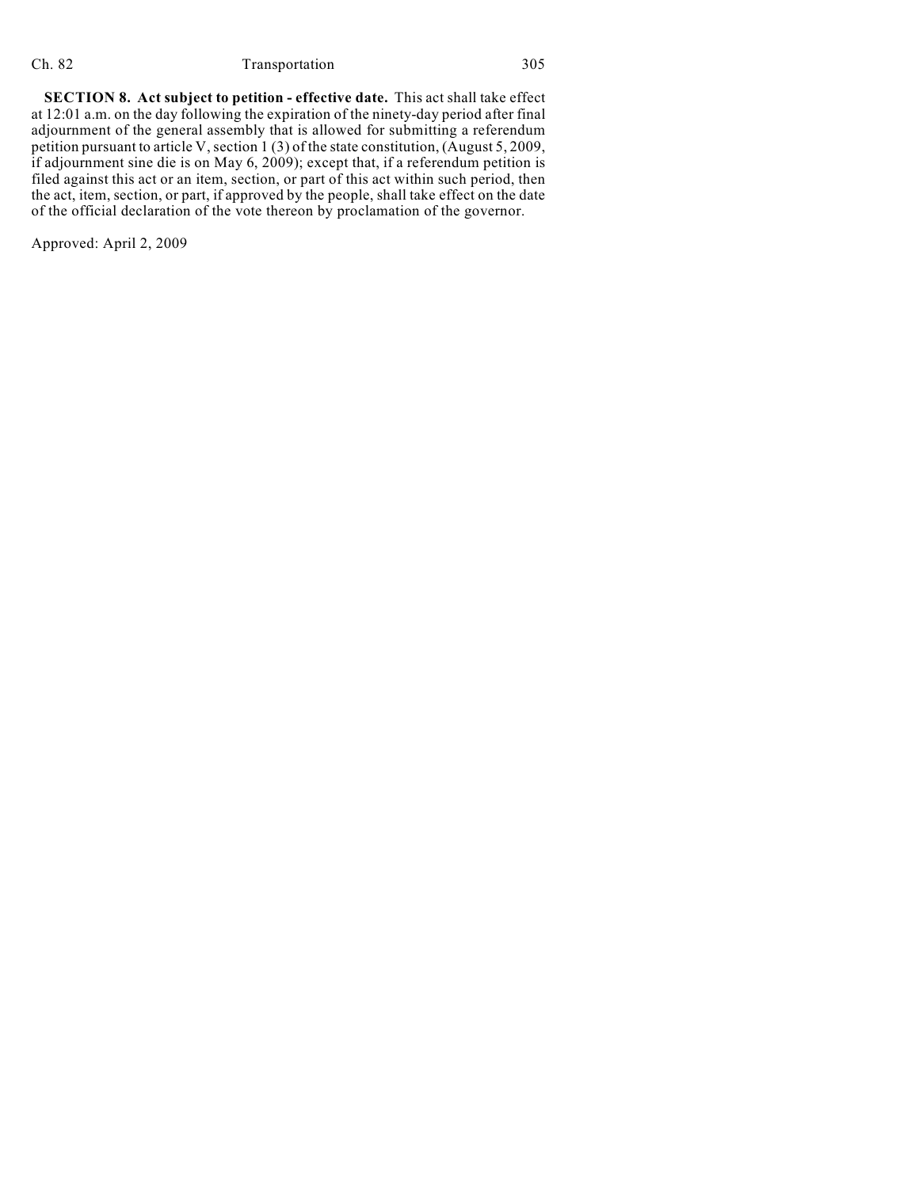**SECTION 8. Act subject to petition - effective date.** This act shall take effect at 12:01 a.m. on the day following the expiration of the ninety-day period after final adjournment of the general assembly that is allowed for submitting a referendum petition pursuant to article V, section 1 (3) of the state constitution, (August 5, 2009, if adjournment sine die is on May 6, 2009); except that, if a referendum petition is filed against this act or an item, section, or part of this act within such period, then the act, item, section, or part, if approved by the people, shall take effect on the date of the official declaration of the vote thereon by proclamation of the governor.

Approved: April 2, 2009